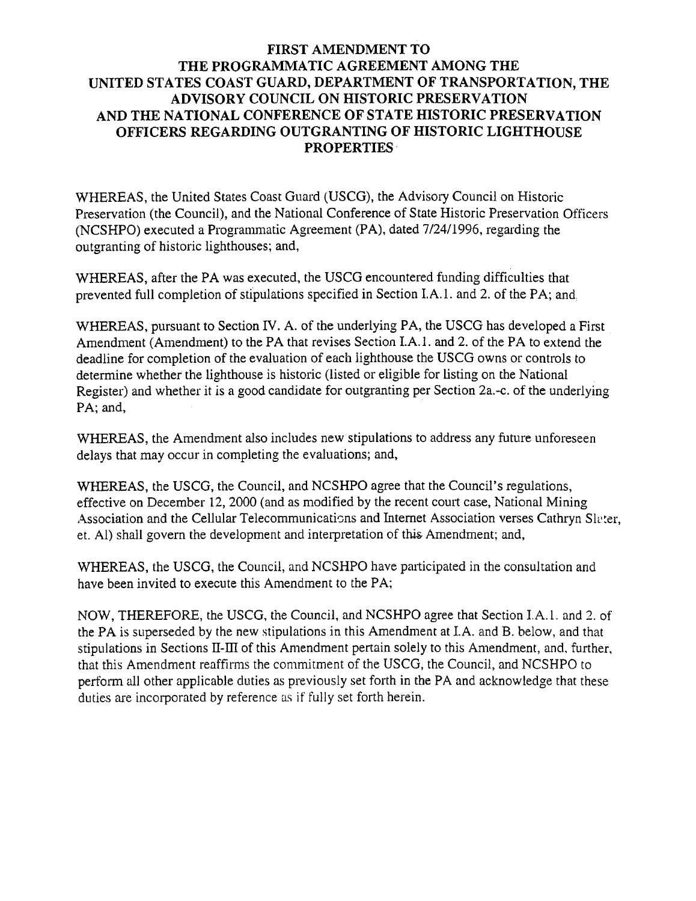# FIRST AMENDMENT TO THE PROGRAMMATIC AGREEMENT AMONG THE UNITED STATES COAST GUARD, DEPARTMENT OF TRANSPORTATION, THE ADVISORY COUNCIL ON HISTORIC PRESERVATION AND THE NATIONAL CONFERENCE OF STATE HISTORIC PRESERVATION OFFICERS REGARDING OUTGRANTING OF HISTORIC LIGHTHOUSE PROPERTIES

WHEREAS, the United States Coast Guard (USCG), the Advisory Council on Historic Preservation (the Council), and the National Conference of State Historic Preservation Officers (NCSHPO) executed a Programmatic Agreement (PA), dated 7/24/1996, regarding the outgranting of historic lighthouses; and,

WHEREAS, after the PA was executed, the USCG encountered funding difficulties that prevented full completion of stipulations specified in Section I.A.1. and 2. of the PA; and,

WHEREAS, pursuant to Section IV. A. of the underlying PA, the USCG has developed a First Amendment (Amendment) to the PA that revises Section I.A.1. and 2. of the PA to extend the deadline for completion of the evaluation of each lighthouse the USCG owns or controls to determine whether the lighthouse is historic (listed or eligible for listing on the National Register) and whether it is a good candidate for outgranting per Section 2a.-c. of the underlying PA; and,

WHEREAS, the Amendment also includes new stipulations to address any future unforeseen delays that may occur in completing the evaluations; and,

WHEREAS, the USCG, the Council, and NCSHPO agree that the Council's regulations, effective on December 12, 2000 (and as modified by the recent court case, National Mining Association and the Cellular Telecommunications and Internet Association verses Cathryn Slater, et. Al) shall govern the development and interpretation of this Amendment; and,

WHEREAS, the USCG, the Council, and NCSHPO have participated in the consultation and have been invited to execute this Amendment to the PA;

NOW, THEREFORE, the USCG, the Council, and NCSHPO agree that Section I.A.1. and 2. of the PA is superseded by the new stipulations in this Amendment at I.A. and B. below, and that stipulations in Sections II-III of this Amendment pertain solely to this Amendment, and, further, that this Amendment reaffirms the commitment of the USCG, the Council, and NCSHPO to perform all other applicable duties as previously set forth in the PA and acknowledge that these duties are incorporated by reference as if fully set forth herein.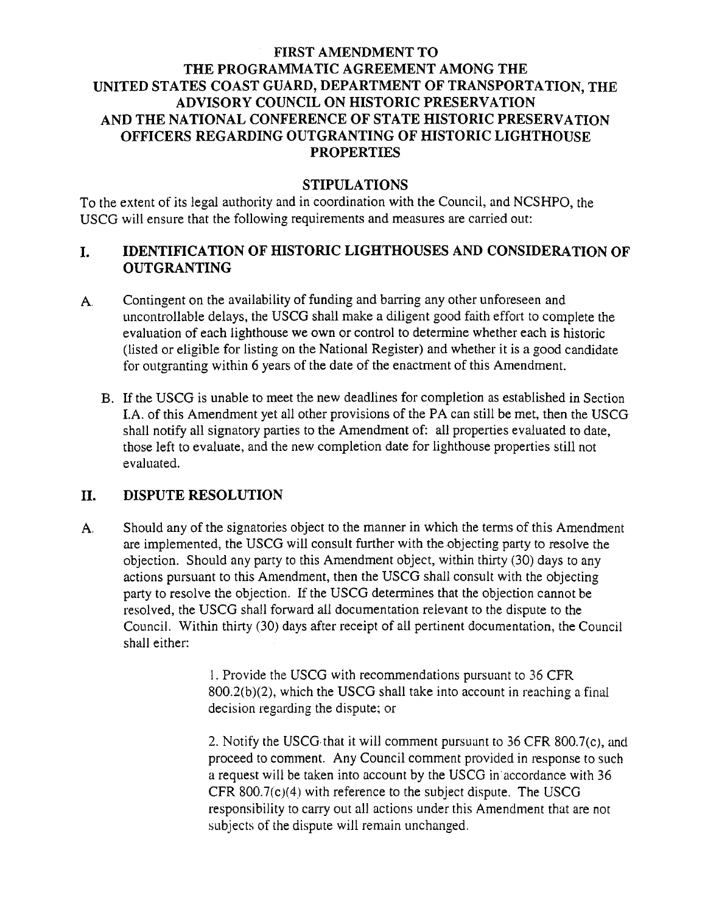# FIRST AMENDMENT TO THE PROGRAMMATIC AGREEMENT AMONG THE UNITED STATES COAST GUARD, DEPARTMENT OF TRANSPORTATION, THE ADVISORY COUNCIL ON HISTORIC PRESERVATION AND THE NATIONAL CONFERENCE OF STATE HISTORIC PRESERVATION OFFICERS REGARDING OUTGRANTING OF HISTORIC LIGHTHOUSE PROPERTIES

## STIPULATIONS

To the extent of its legal authority and in coordination with the Council, and NCSHPO, the USCG will ensure that the following requirements and measures are carried out:

## I. IDENTIFICATION OF HISTORIC LIGHTHOUSES AND CONSIDERATION OF OUTGRANTING

A. Contingent on the availability of funding and barring any other unforeseen and uncontrollable delays, the USCG shall make a diligent good faith effort to complete the evaluation of each lighthouse we own or control to determine whether each is historic (listed or eligible for listing on the National Register) and whether it is a good candidate for outgranting within 6 years of the date of the enactment of this Amendment.

B. If the USCG is unable to meet the new deadlines for completion as established in Section I.A. of this Amendment yet all other provisions of the PA can still be met, then the USCG shall notify all signatory parties to the Amendment of: all properties evaluated to date, those left to evaluate, and the new completion date for lighthouse properties still not evaluated.

## II. DISPUTE RESOLUTION

A. Should any of the signatories object to the manner in which the terms of this Amendment are implemented, the USCG will consult further with the objecting party to resolve the objection. Should any party to this Amendment object, within thirty (30) days to any actions pursuant to this Amendment, then the USCG shall consult with the objecting party to resolve the objection. If the USCG determines that the objection cannot be resolved, the USCG shall forward all documentation relevant to the dispute to the Council. Within thirty (30) days after receipt of all pertinent documentation, the Council shall either:

1. Provide the USCG with recommendations pursuant to 36 CFR 800.2(b)(2), which the USCG shall take into account in reaching a final decision regarding the dispute; or

2. Notify the USCG that it will comment pursuant to 36 CFR 800.7(c), and proceed to comment. Any Council comment provided in response to such a request will be taken into account by the USCG in accordance with 36 CFR 800.7(c)(4) with reference to the subject dispute. The USCG responsibility to carry out all actions under this Amendment that are not subjects of the dispute will remain unchanged.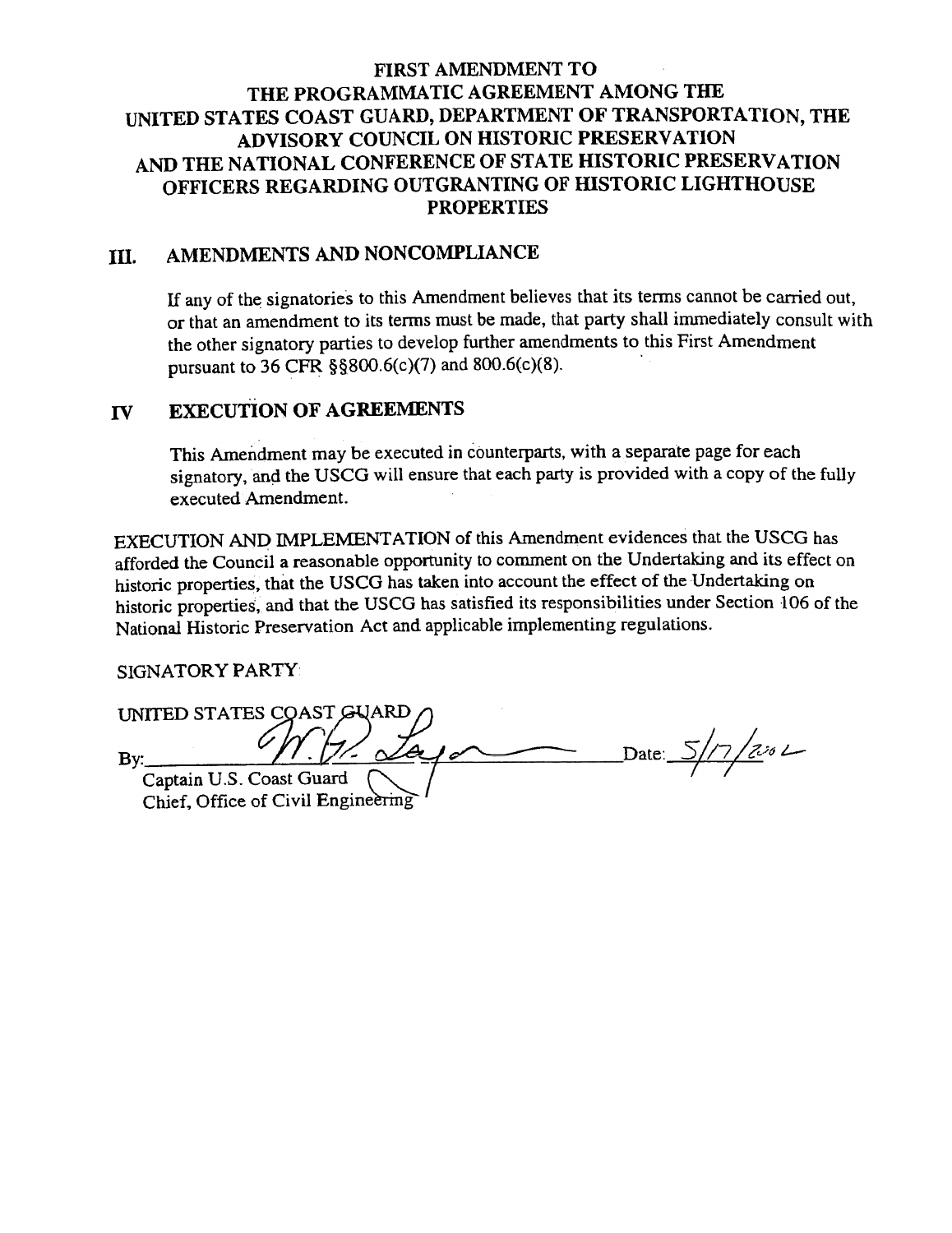# FIRST AMENDMENT TO THE PROGRAMMATIC AGREEMENT AMONG THE UNITED STATES COAST GUARD, DEPARTMENT OF TRANSPORTATION, THE ADVISORY COUNCIL ON HISTORIC PRESERVATION AND THE NATIONAL CONFERENCE OF STATE HISTORIC PRESERVATION OFFICERS REGARDING OUTGRANTING OF HISTORIC LIGHTHOUSE PROPERTIES

## III. AMENDMENTS AND NONCOMPLIANCE

If any of the signatories to this Amendment believes that its terms cannot be carried out, or that an amendment to its terms must be made, that party shall immediately consult with the other signatory parties to develop further amendments to this First Amendment pursuant to 36 CFR §§800.6(c)(7) and 800.6(c)(8).

## IV EXECUTION OF AGREEMENTS

This Amendment may be executed in counterparts, with a separate page for each signatory, and the USCG will ensure that each party is provided with a copy of the fully executed Amendment.

EXECUTION AND IMPLEMENTATION of this Amendment evidences that the USCG has afforded the Council a reasonable opportunity to comment on the Undertaking and its effect on historic properties, that the USCG has taken into account the effect of the Undertaking on historic properties, and that the USCG has satisfied its responsibilities under Section 106 of the National Historic Preservation Act and applicable implementing regulations.

SIGNATORY PARTY

UNITED STATES COAST GUARD

By: [signature] Date: 5/17/2002

Captain U.S. Coast Guard
Chief, Office of Civil Engineering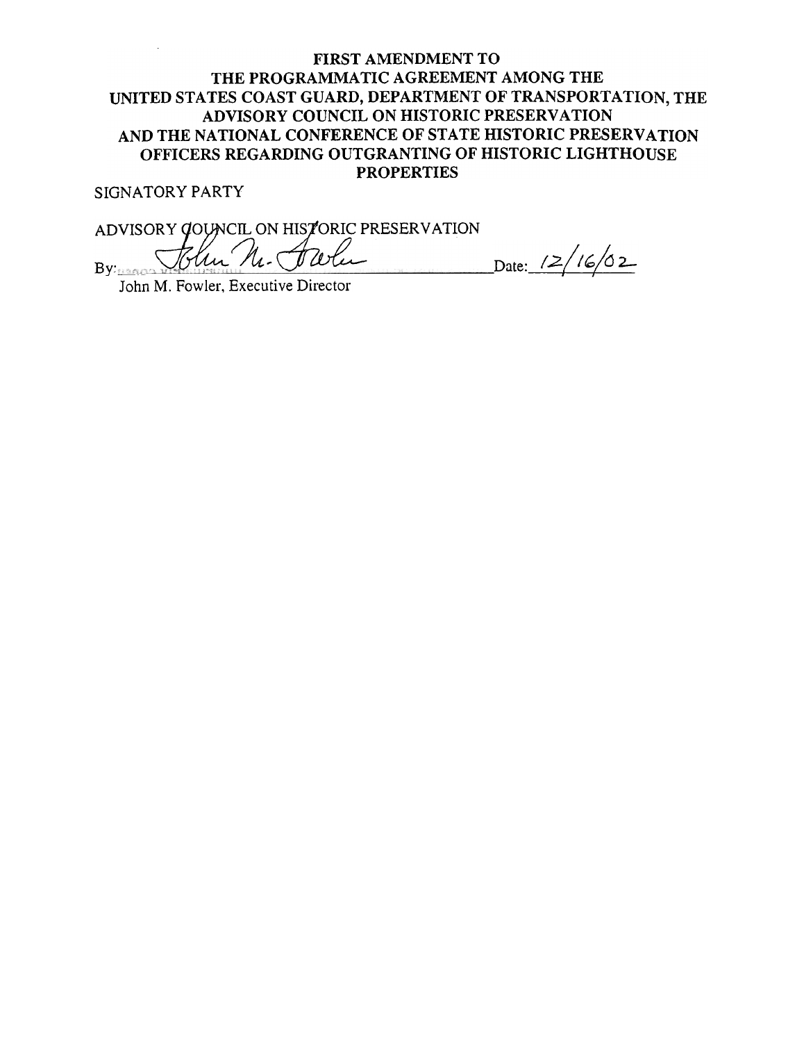**FIRST AMENDMENT TO THE PROGRAMMATIC AGREEMENT AMONG THE UNITED STATES COAST GUARD, DEPARTMENT OF TRANSPORTATION, THE ADVISORY COUNCIL ON HISTORIC PRESERVATION AND THE NATIONAL CONFERENCE OF STATE HISTORIC PRESERVATION OFFICERS REGARDING OUTGRANTING OF HISTORIC LIGHTHOUSE PROPERTIES**

SIGNATORY PARTY

ADVISORY COUNCIL ON HISTORIC PRESERVATION

By: John M. Fowler Date: 12/16/02

John M. Fowler, Executive Director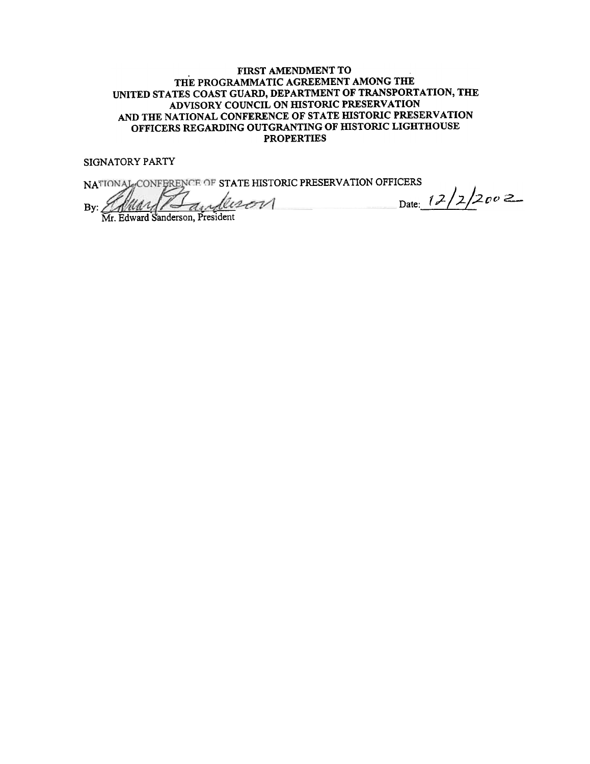**FIRST AMENDMENT TO
THE PROGRAMMATIC AGREEMENT AMONG THE
UNITED STATES COAST GUARD, DEPARTMENT OF TRANSPORTATION, THE
ADVISORY COUNCIL ON HISTORIC PRESERVATION
AND THE NATIONAL CONFERENCE OF STATE HISTORIC PRESERVATION
OFFICERS REGARDING OUTGRANTING OF HISTORIC LIGHTHOUSE
PROPERTIES**

SIGNATORY PARTY

NATIONAL CONFERENCE OF STATE HISTORIC PRESERVATION OFFICERS

By: Edward Sanderson Date: 12/2/2002

Mr. Edward Sanderson, President